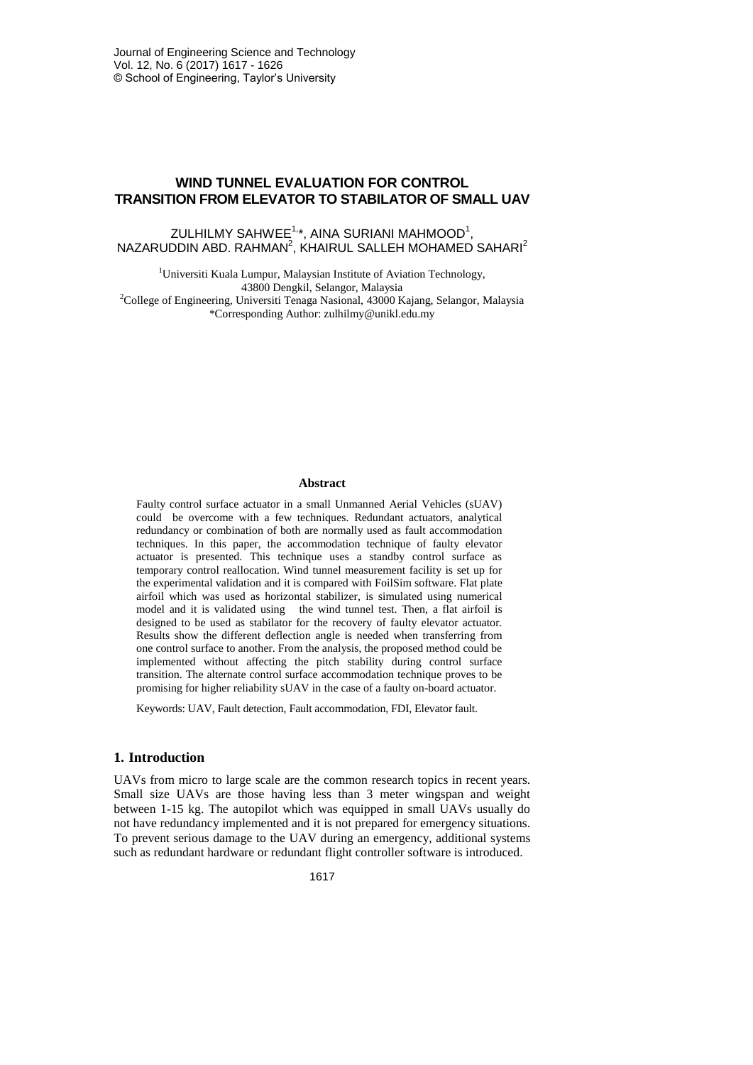# WIND TUNNEL EVALUATION FOR CONTROL TRANSITION FROM ELEVATOR TO STABILATOR OF SMALL UAV

ZULHILMY SAHWEE[1,*], AINA SURIANI MAHMOOD[1], NAZARUDDIN ABD. RAHMAN[2], KHAIRUL SALLEH MOHAMED SAHARI[2]

[1]Universiti Kuala Lumpur, Malaysian Institute of Aviation Technology, 43800 Dengkil, Selangor, Malaysia

[2]College of Engineering, Universiti Tenaga Nasional, 43000 Kajang, Selangor, Malaysia

*Corresponding Author: zulhilmy@unikl.edu.my

### Abstract

Faulty control surface actuator in a small Unmanned Aerial Vehicles (sUAV) could be overcome with a few techniques. Redundant actuators, analytical redundancy or combination of both are normally used as fault accommodation techniques. In this paper, the accommodation technique of faulty elevator actuator is presented. This technique uses a standby control surface as temporary control reallocation. Wind tunnel measurement facility is set up for the experimental validation and it is compared with FoilSim software. Flat plate airfoil which was used as horizontal stabilizer, is simulated using numerical model and it is validated using the wind tunnel test. Then, a flat airfoil is designed to be used as stabilator for the recovery of faulty elevator actuator. Results show the different deflection angle is needed when transferring from one control surface to another. From the analysis, the proposed method could be implemented without affecting the pitch stability during control surface transition. The alternate control surface accommodation technique proves to be promising for higher reliability sUAV in the case of a faulty on-board actuator.

Keywords: UAV, Fault detection, Fault accommodation, FDI, Elevator fault.

## 1. Introduction

UAVs from micro to large scale are the common research topics in recent years. Small size UAVs are those having less than 3 meter wingspan and weight between 1-15 kg. The autopilot which was equipped in small UAVs usually do not have redundancy implemented and it is not prepared for emergency situations. To prevent serious damage to the UAV during an emergency, additional systems such as redundant hardware or redundant flight controller software is introduced.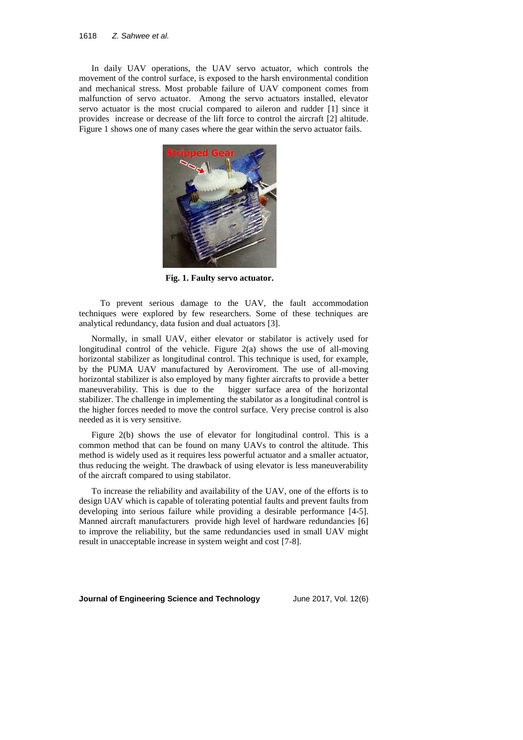In daily UAV operations, the UAV servo actuator, which controls the movement of the control surface, is exposed to the harsh environmental condition and mechanical stress. Most probable failure of UAV component comes from malfunction of servo actuator. Among the servo actuators installed, elevator servo actuator is the most crucial compared to aileron and rudder [1] since it provides increase or decrease of the lift force to control the aircraft [2] altitude. Figure 1 shows one of many cases where the gear within the servo actuator fails.

**Fig. 1. Faulty servo actuator.**

To prevent serious damage to the UAV, the fault accommodation techniques were explored by few researchers. Some of these techniques are analytical redundancy, data fusion and dual actuators [3].

Normally, in small UAV, either elevator or stabilator is actively used for longitudinal control of the vehicle. Figure 2(a) shows the use of all-moving horizontal stabilizer as longitudinal control. This technique is used, for example, by the PUMA UAV manufactured by Aeroviroment. The use of all-moving horizontal stabilizer is also employed by many fighter aircrafts to provide a better maneuverability. This is due to the bigger surface area of the horizontal stabilizer. The challenge in implementing the stabilator as a longitudinal control is the higher forces needed to move the control surface. Very precise control is also needed as it is very sensitive.

Figure 2(b) shows the use of elevator for longitudinal control. This is a common method that can be found on many UAVs to control the altitude. This method is widely used as it requires less powerful actuator and a smaller actuator, thus reducing the weight. The drawback of using elevator is less maneuverability of the aircraft compared to using stabilator.

To increase the reliability and availability of the UAV, one of the efforts is to design UAV which is capable of tolerating potential faults and prevent faults from developing into serious failure while providing a desirable performance [4-5]. Manned aircraft manufacturers provide high level of hardware redundancies [6] to improve the reliability, but the same redundancies used in small UAV might result in unacceptable increase in system weight and cost [7-8].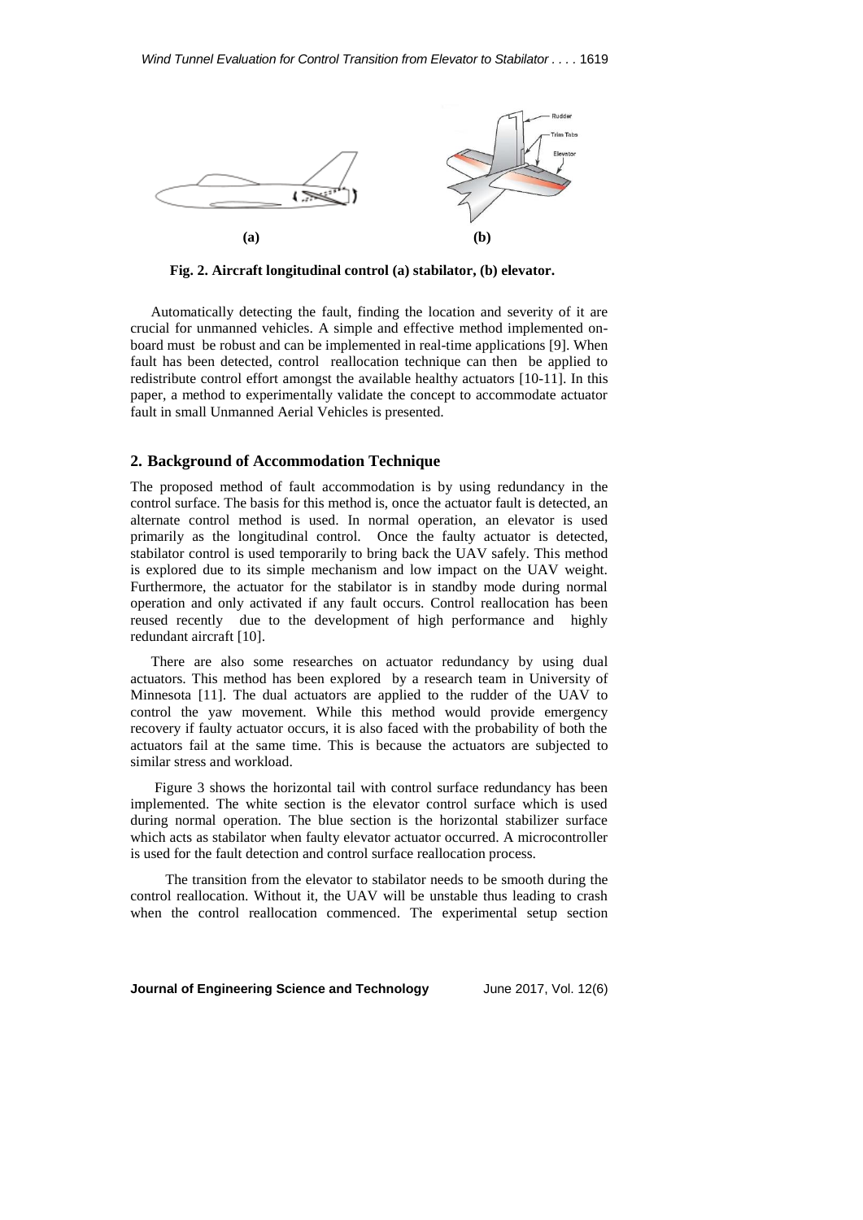Fig. 2. Aircraft longitudinal control (a) stabilator, (b) elevator.

Automatically detecting the fault, finding the location and severity of it are crucial for unmanned vehicles. A simple and effective method implemented on-board must be robust and can be implemented in real-time applications [9]. When fault has been detected, control reallocation technique can then be applied to redistribute control effort amongst the available healthy actuators [10-11]. In this paper, a method to experimentally validate the concept to accommodate actuator fault in small Unmanned Aerial Vehicles is presented.

## 2. Background of Accommodation Technique

The proposed method of fault accommodation is by using redundancy in the control surface. The basis for this method is, once the actuator fault is detected, an alternate control method is used. In normal operation, an elevator is used primarily as the longitudinal control. Once the faulty actuator is detected, stabilator control is used temporarily to bring back the UAV safely. This method is explored due to its simple mechanism and low impact on the UAV weight. Furthermore, the actuator for the stabilator is in standby mode during normal operation and only activated if any fault occurs. Control reallocation has been reused recently due to the development of high performance and highly redundant aircraft [10].

There are also some researches on actuator redundancy by using dual actuators. This method has been explored by a research team in University of Minnesota [11]. The dual actuators are applied to the rudder of the UAV to control the yaw movement. While this method would provide emergency recovery if faulty actuator occurs, it is also faced with the probability of both the actuators fail at the same time. This is because the actuators are subjected to similar stress and workload.

Figure 3 shows the horizontal tail with control surface redundancy has been implemented. The white section is the elevator control surface which is used during normal operation. The blue section is the horizontal stabilizer surface which acts as stabilator when faulty elevator actuator occurred. A microcontroller is used for the fault detection and control surface reallocation process.

The transition from the elevator to stabilator needs to be smooth during the control reallocation. Without it, the UAV will be unstable thus leading to crash when the control reallocation commenced. The experimental setup section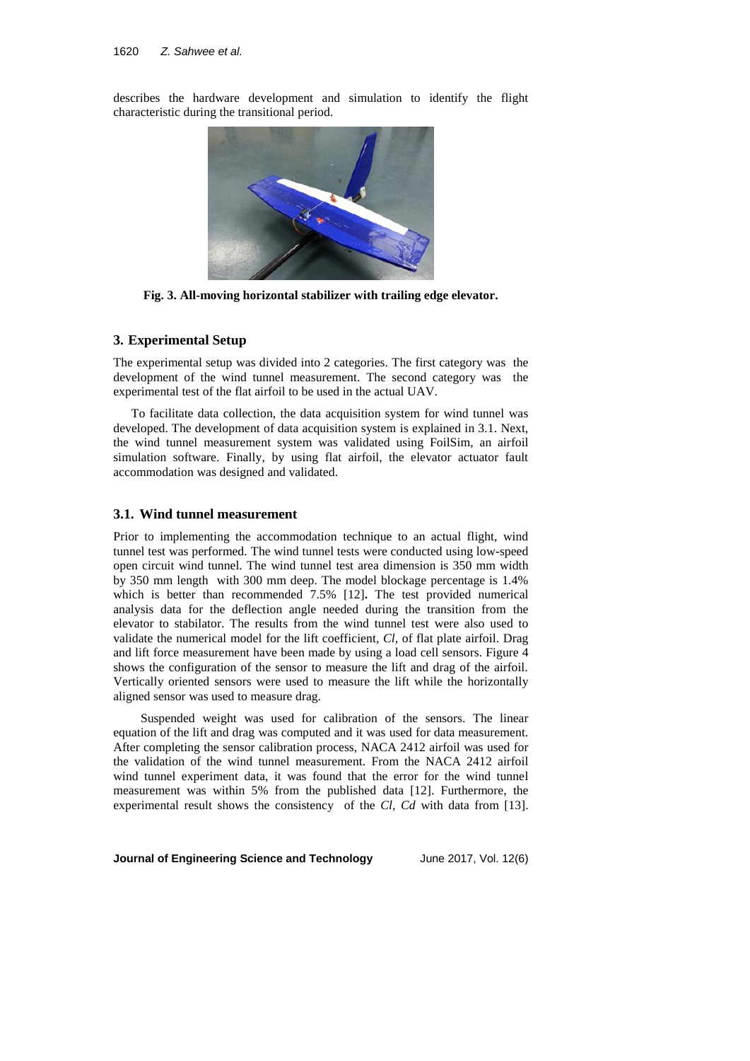describes the hardware development and simulation to identify the flight characteristic during the transitional period.

**Fig. 3. All-moving horizontal stabilizer with trailing edge elevator.**

## 3. Experimental Setup

The experimental setup was divided into 2 categories. The first category was the development of the wind tunnel measurement. The second category was the experimental test of the flat airfoil to be used in the actual UAV.

To facilitate data collection, the data acquisition system for wind tunnel was developed. The development of data acquisition system is explained in 3.1. Next, the wind tunnel measurement system was validated using FoilSim, an airfoil simulation software. Finally, by using flat airfoil, the elevator actuator fault accommodation was designed and validated.

### 3.1. Wind tunnel measurement

Prior to implementing the accommodation technique to an actual flight, wind tunnel test was performed. The wind tunnel tests were conducted using low-speed open circuit wind tunnel. The wind tunnel test area dimension is 350 mm width by 350 mm length with 300 mm deep. The model blockage percentage is 1.4% which is better than recommended 7.5% [12]**.** The test provided numerical analysis data for the deflection angle needed during the transition from the elevator to stabilator. The results from the wind tunnel test were also used to validate the numerical model for the lift coefficient, *Cl*, of flat plate airfoil. Drag and lift force measurement have been made by using a load cell sensors. Figure 4 shows the configuration of the sensor to measure the lift and drag of the airfoil. Vertically oriented sensors were used to measure the lift while the horizontally aligned sensor was used to measure drag.

Suspended weight was used for calibration of the sensors. The linear equation of the lift and drag was computed and it was used for data measurement. After completing the sensor calibration process, NACA 2412 airfoil was used for the validation of the wind tunnel measurement. From the NACA 2412 airfoil wind tunnel experiment data, it was found that the error for the wind tunnel measurement was within 5% from the published data [12]. Furthermore, the experimental result shows the consistency of the *Cl*, *Cd* with data from [13].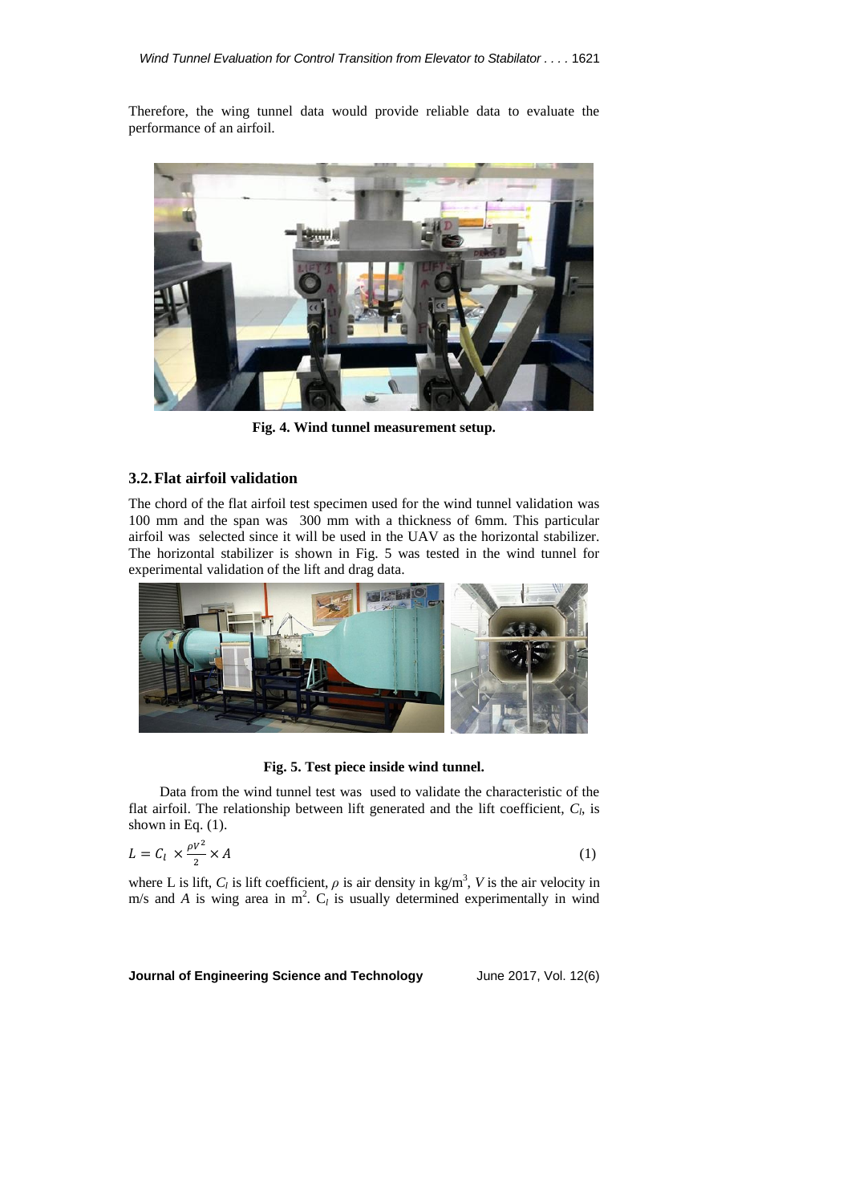Therefore, the wing tunnel data would provide reliable data to evaluate the performance of an airfoil.

**Fig. 4. Wind tunnel measurement setup.**

## 3.2. Flat airfoil validation

The chord of the flat airfoil test specimen used for the wind tunnel validation was 100 mm and the span was 300 mm with a thickness of 6mm. This particular airfoil was selected since it will be used in the UAV as the horizontal stabilizer. The horizontal stabilizer is shown in Fig. 5 was tested in the wind tunnel for experimental validation of the lift and drag data.

**Fig. 5. Test piece inside wind tunnel.**

Data from the wind tunnel test was used to validate the characteristic of the flat airfoil. The relationship between lift generated and the lift coefficient, $C_l$, is shown in Eq. (1).

$$L = C_l \times \frac{\rho V^2}{2} \times A \tag{1}$$

where L is lift, $C_l$ is lift coefficient, $\rho$ is air density in kg/m$^3$, $V$ is the air velocity in m/s and $A$ is wing area in m$^2$. $C_l$ is usually determined experimentally in wind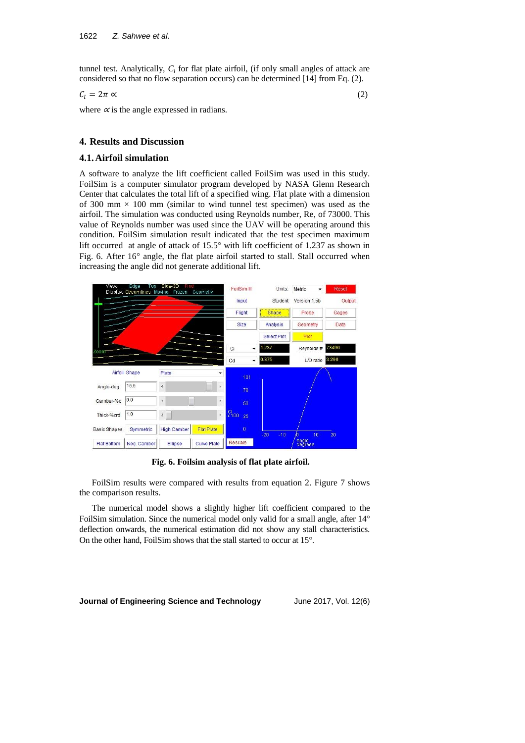tunnel test. Analytically, $C_l$ for flat plate airfoil, (if only small angles of attack are considered so that no flow separation occurs) can be determined [14] from Eq. (2).

$$C_l = 2\pi \propto \quad (2)$$

where $\propto$ is the angle expressed in radians.

## 4. Results and Discussion

### 4.1. Airfoil simulation

A software to analyze the lift coefficient called FoilSim was used in this study. FoilSim is a computer simulator program developed by NASA Glenn Research Center that calculates the total lift of a specified wing. Flat plate with a dimension of 300 mm × 100 mm (similar to wind tunnel test specimen) was used as the airfoil. The simulation was conducted using Reynolds number, Re, of 73000. This value of Reynolds number was used since the UAV will be operating around this condition. FoilSim simulation result indicated that the test specimen maximum lift occurred at angle of attack of 15.5° with lift coefficient of 1.237 as shown in Fig. 6. After 16° angle, the flat plate airfoil started to stall. Stall occurred when increasing the angle did not generate additional lift.

**Fig. 6. Foilsim analysis of flat plate airfoil.**

FoilSim results were compared with results from equation 2. Figure 7 shows the comparison results.

The numerical model shows a slightly higher lift coefficient compared to the FoilSim simulation. Since the numerical model only valid for a small angle, after 14° deflection onwards, the numerical estimation did not show any stall characteristics. On the other hand, FoilSim shows that the stall started to occur at 15°.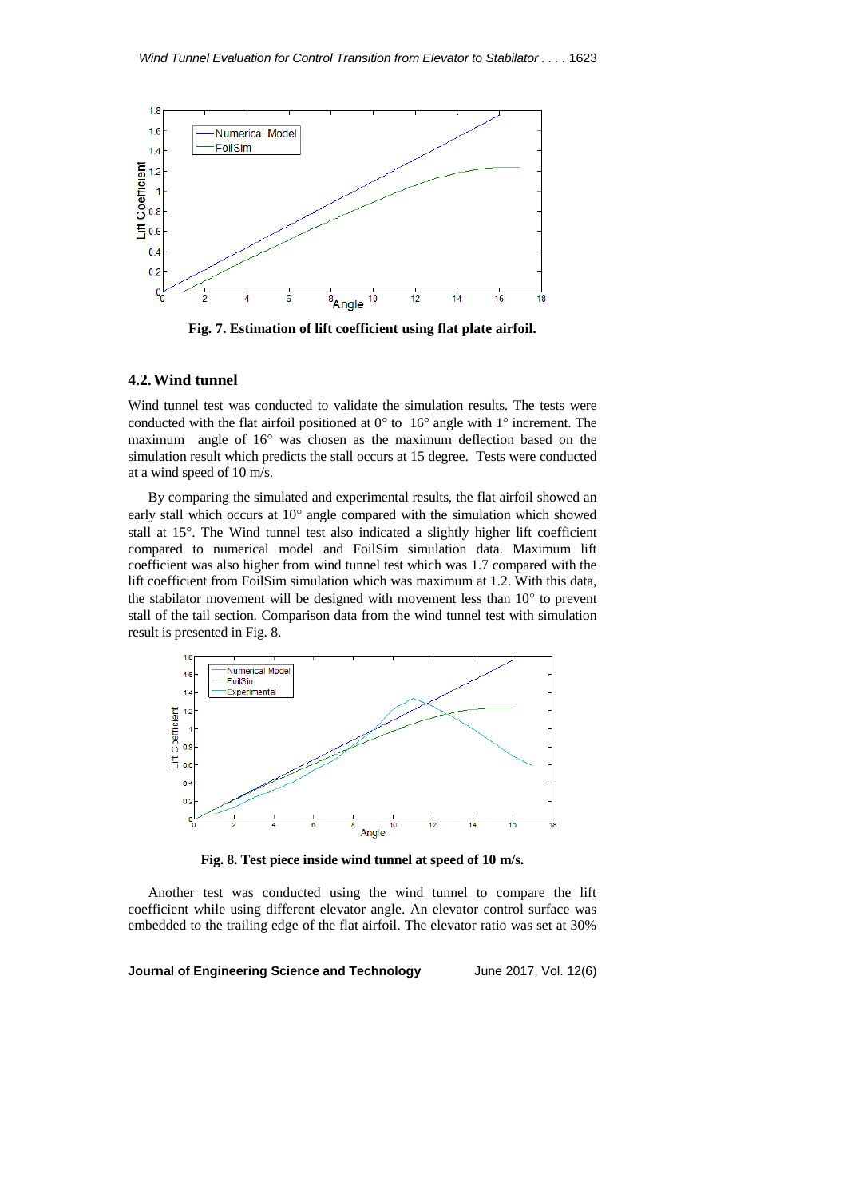Fig. 7. Estimation of lift coefficient using flat plate airfoil.

## 4.2. Wind tunnel

Wind tunnel test was conducted to validate the simulation results. The tests were conducted with the flat airfoil positioned at 0° to 16° angle with 1° increment. The maximum angle of 16° was chosen as the maximum deflection based on the simulation result which predicts the stall occurs at 15 degree. Tests were conducted at a wind speed of 10 m/s.

By comparing the simulated and experimental results, the flat airfoil showed an early stall which occurs at 10° angle compared with the simulation which showed stall at 15°. The Wind tunnel test also indicated a slightly higher lift coefficient compared to numerical model and FoilSim simulation data. Maximum lift coefficient was also higher from wind tunnel test which was 1.7 compared with the lift coefficient from FoilSim simulation which was maximum at 1.2. With this data, the stabilator movement will be designed with movement less than 10° to prevent stall of the tail section. Comparison data from the wind tunnel test with simulation result is presented in Fig. 8.

Fig. 8. Test piece inside wind tunnel at speed of 10 m/s.

Another test was conducted using the wind tunnel to compare the lift coefficient while using different elevator angle. An elevator control surface was embedded to the trailing edge of the flat airfoil. The elevator ratio was set at 30%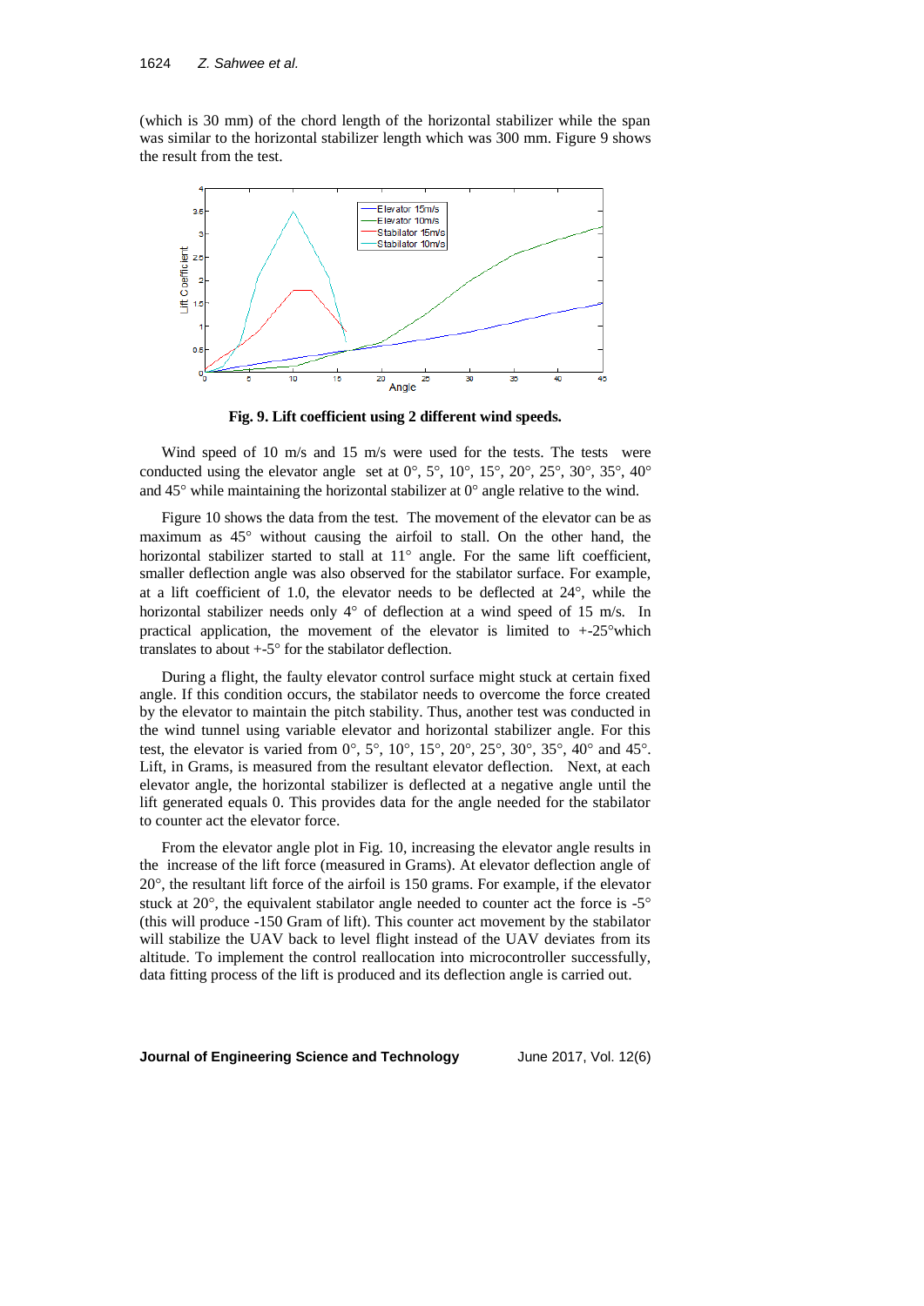(which is 30 mm) of the chord length of the horizontal stabilizer while the span was similar to the horizontal stabilizer length which was 300 mm. Figure 9 shows the result from the test.

**Fig. 9. Lift coefficient using 2 different wind speeds.**

Wind speed of 10 m/s and 15 m/s were used for the tests. The tests were conducted using the elevator angle set at 0°, 5°, 10°, 15°, 20°, 25°, 30°, 35°, 40° and 45° while maintaining the horizontal stabilizer at 0° angle relative to the wind.

Figure 10 shows the data from the test. The movement of the elevator can be as maximum as 45° without causing the airfoil to stall. On the other hand, the horizontal stabilizer started to stall at 11° angle. For the same lift coefficient, smaller deflection angle was also observed for the stabilator surface. For example, at a lift coefficient of 1.0, the elevator needs to be deflected at 24°, while the horizontal stabilizer needs only 4° of deflection at a wind speed of 15 m/s. In practical application, the movement of the elevator is limited to +-25°which translates to about +-5° for the stabilator deflection.

During a flight, the faulty elevator control surface might stuck at certain fixed angle. If this condition occurs, the stabilator needs to overcome the force created by the elevator to maintain the pitch stability. Thus, another test was conducted in the wind tunnel using variable elevator and horizontal stabilizer angle. For this test, the elevator is varied from 0°, 5°, 10°, 15°, 20°, 25°, 30°, 35°, 40° and 45°. Lift, in Grams, is measured from the resultant elevator deflection. Next, at each elevator angle, the horizontal stabilizer is deflected at a negative angle until the lift generated equals 0. This provides data for the angle needed for the stabilator to counter act the elevator force.

From the elevator angle plot in Fig. 10, increasing the elevator angle results in the increase of the lift force (measured in Grams). At elevator deflection angle of 20°, the resultant lift force of the airfoil is 150 grams. For example, if the elevator stuck at 20°, the equivalent stabilator angle needed to counter act the force is -5° (this will produce -150 Gram of lift). This counter act movement by the stabilator will stabilize the UAV back to level flight instead of the UAV deviates from its altitude. To implement the control reallocation into microcontroller successfully, data fitting process of the lift is produced and its deflection angle is carried out.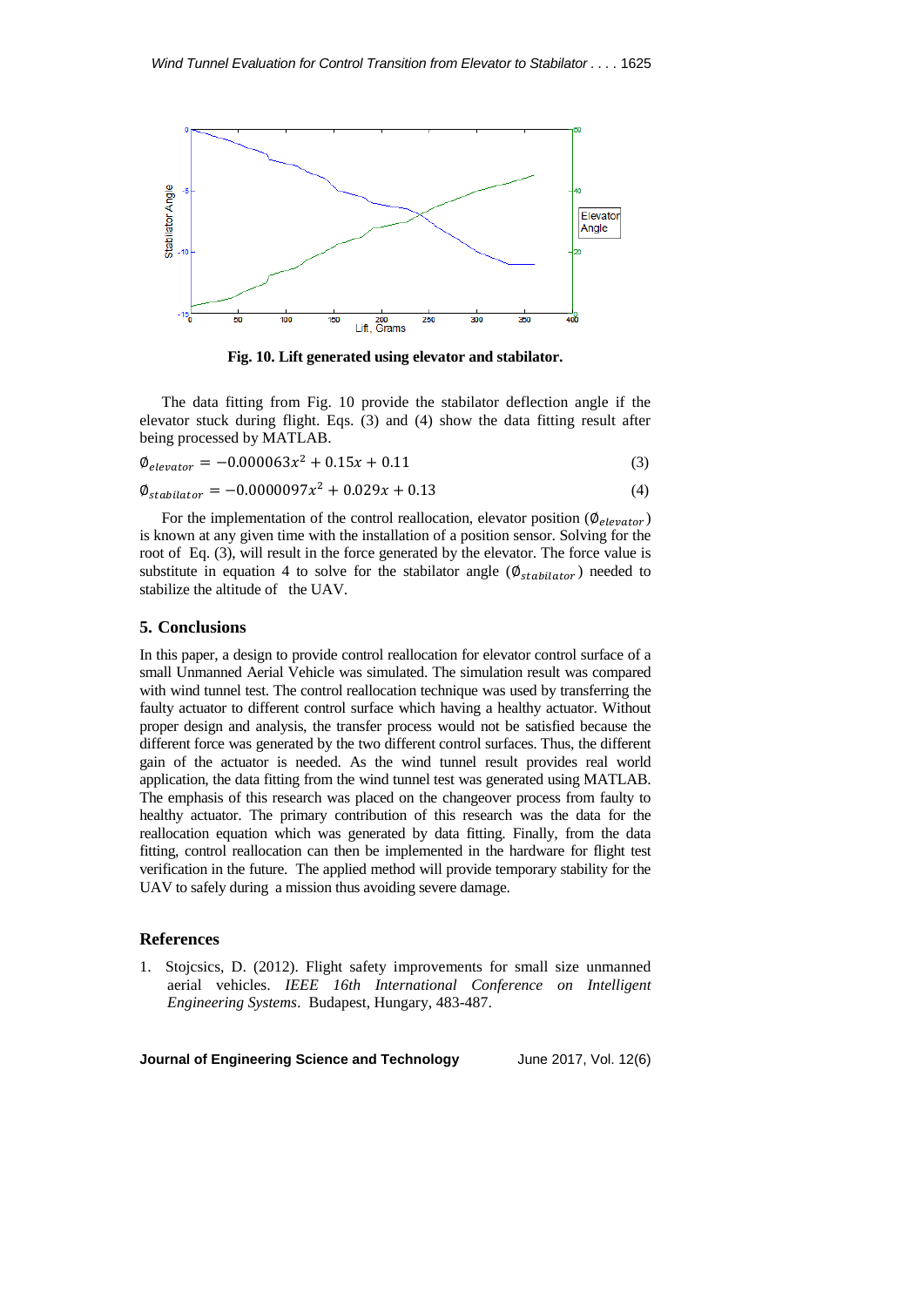**Fig. 10. Lift generated using elevator and stabilator.**

The data fitting from Fig. 10 provide the stabilator deflection angle if the elevator stuck during flight. Eqs. (3) and (4) show the data fitting result after being processed by MATLAB.

$$\emptyset_{elevator} = -0.000063x^2 + 0.15x + 0.11 \tag{3}$$

$$\emptyset_{stabilator} = -0.0000097x^2 + 0.029x + 0.13 \tag{4}$$

For the implementation of the control reallocation, elevator position ($\emptyset_{elevator}$) is known at any given time with the installation of a position sensor. Solving for the root of Eq. (3), will result in the force generated by the elevator. The force value is substitute in equation 4 to solve for the stabilator angle ($\emptyset_{stabilator}$) needed to stabilize the altitude of the UAV.

## 5. Conclusions

In this paper, a design to provide control reallocation for elevator control surface of a small Unmanned Aerial Vehicle was simulated. The simulation result was compared with wind tunnel test. The control reallocation technique was used by transferring the faulty actuator to different control surface which having a healthy actuator. Without proper design and analysis, the transfer process would not be satisfied because the different force was generated by the two different control surfaces. Thus, the different gain of the actuator is needed. As the wind tunnel result provides real world application, the data fitting from the wind tunnel test was generated using MATLAB. The emphasis of this research was placed on the changeover process from faulty to healthy actuator. The primary contribution of this research was the data for the reallocation equation which was generated by data fitting. Finally, from the data fitting, control reallocation can then be implemented in the hardware for flight test verification in the future. The applied method will provide temporary stability for the UAV to safely during a mission thus avoiding severe damage.

## References

1. Stojcsics, D. (2012). Flight safety improvements for small size unmanned aerial vehicles. *IEEE 16th International Conference on Intelligent Engineering Systems*. Budapest, Hungary, 483-487.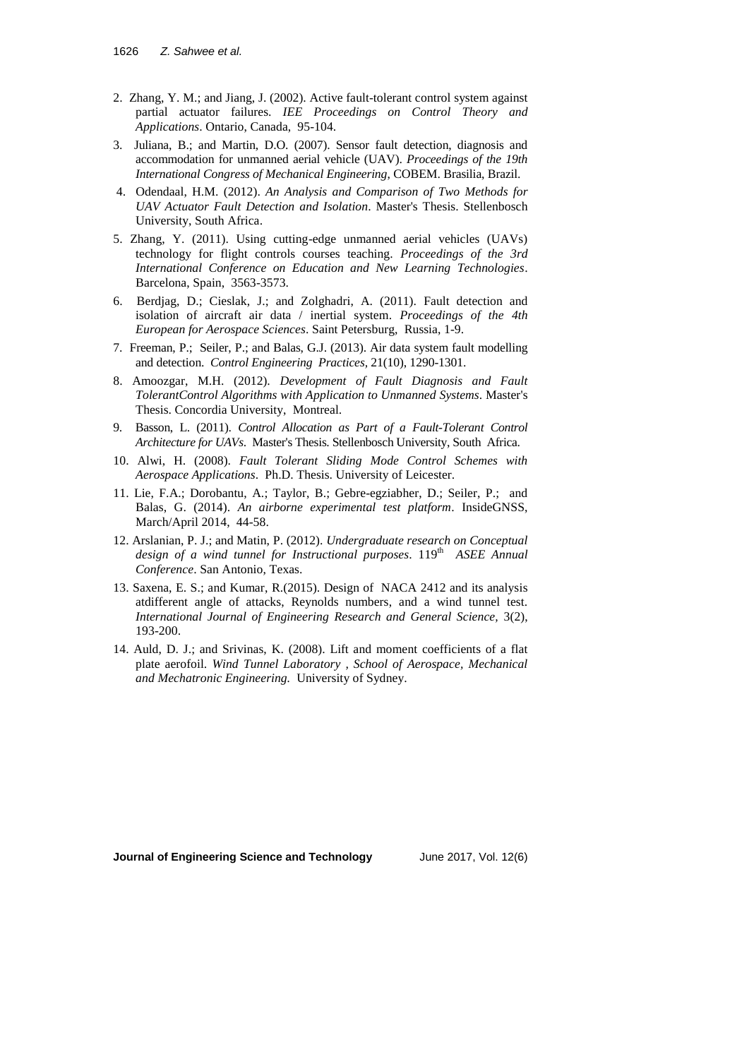2. Zhang, Y. M.; and Jiang, J. (2002). Active fault-tolerant control system against partial actuator failures. *IEE Proceedings on Control Theory and Applications*. Ontario, Canada, 95-104.
3. Juliana, B.; and Martin, D.O. (2007). Sensor fault detection, diagnosis and accommodation for unmanned aerial vehicle (UAV). *Proceedings of the 19th International Congress of Mechanical Engineering*, COBEM. Brasilia, Brazil.
4. Odendaal, H.M. (2012). *An Analysis and Comparison of Two Methods for UAV Actuator Fault Detection and Isolation*. Master's Thesis. Stellenbosch University, South Africa.
5. Zhang, Y. (2011). Using cutting-edge unmanned aerial vehicles (UAVs) technology for flight controls courses teaching. *Proceedings of the 3rd International Conference on Education and New Learning Technologies*. Barcelona, Spain, 3563-3573.
6. Berdjag, D.; Cieslak, J.; and Zolghadri, A. (2011). Fault detection and isolation of aircraft air data / inertial system. *Proceedings of the 4th European for Aerospace Sciences*. Saint Petersburg, Russia, 1-9.
7. Freeman, P.; Seiler, P.; and Balas, G.J. (2013). Air data system fault modelling and detection. *Control Engineering Practices*, 21(10), 1290-1301.
8. Amoozgar, M.H. (2012). *Development of Fault Diagnosis and Fault TolerantControl Algorithms with Application to Unmanned Systems*. Master's Thesis. Concordia University, Montreal.
9. Basson, L. (2011). *Control Allocation as Part of a Fault-Tolerant Control Architecture for UAVs*. Master's Thesis. Stellenbosch University, South Africa.
10. Alwi, H. (2008). *Fault Tolerant Sliding Mode Control Schemes with Aerospace Applications*. Ph.D. Thesis. University of Leicester.
11. Lie, F.A.; Dorobantu, A.; Taylor, B.; Gebre-egziabher, D.; Seiler, P.; and Balas, G. (2014). *An airborne experimental test platform*. InsideGNSS, March/April 2014, 44-58.
12. Arslanian, P. J.; and Matin, P. (2012). *Undergraduate research on Conceptual design of a wind tunnel for Instructional purposes*. 119th *ASEE Annual Conference*. San Antonio, Texas.
13. Saxena, E. S.; and Kumar, R.(2015). Design of NACA 2412 and its analysis atdifferent angle of attacks, Reynolds numbers, and a wind tunnel test. *International Journal of Engineering Research and General Science*, 3(2), 193-200.
14. Auld, D. J.; and Srivinas, K. (2008). Lift and moment coefficients of a flat plate aerofoil. *Wind Tunnel Laboratory , School of Aerospace, Mechanical and Mechatronic Engineering.* University of Sydney.